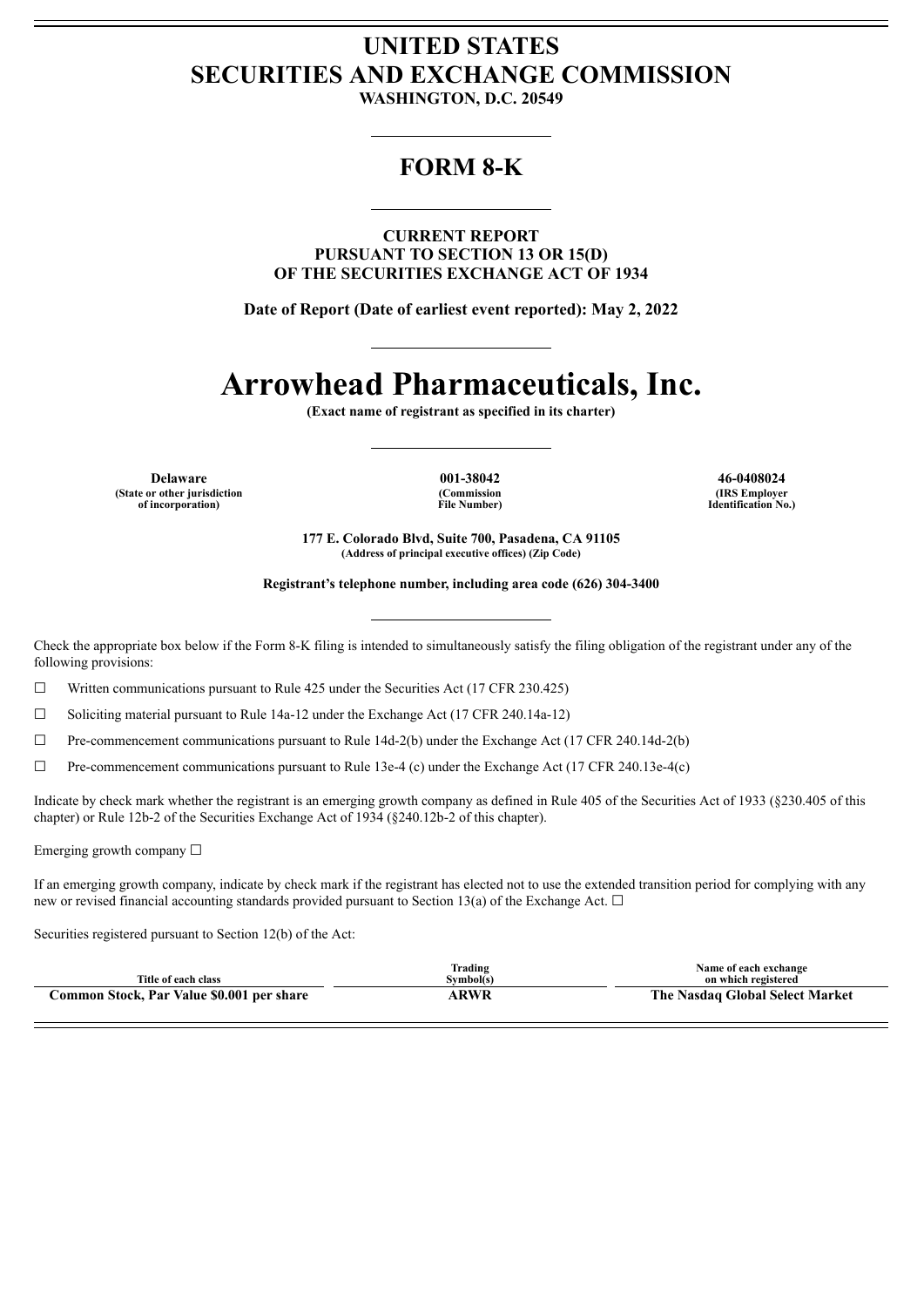# UNITED STATES
# SECURITIES AND EXCHANGE COMMISSION

**WASHINGTON, D.C. 20549**

## FORM 8-K

**CURRENT REPORT**
**PURSUANT TO SECTION 13 OR 15(D)**
**OF THE SECURITIES EXCHANGE ACT OF 1934**

**Date of Report (Date of earliest event reported): May 2, 2022**

# Arrowhead Pharmaceuticals, Inc.

**(Exact name of registrant as specified in its charter)**

| Delaware | 001-38042 | 46-0408024 |
|---|---|---|
| (State or other jurisdiction of incorporation) | (Commission File Number) | (IRS Employer Identification No.) |

**177 E. Colorado Blvd, Suite 700, Pasadena, CA 91105**
**(Address of principal executive offices) (Zip Code)**

**Registrant's telephone number, including area code (626) 304-3400**

Check the appropriate box below if the Form 8-K filing is intended to simultaneously satisfy the filing obligation of the registrant under any of the following provisions:

☐ Written communications pursuant to Rule 425 under the Securities Act (17 CFR 230.425)

☐ Soliciting material pursuant to Rule 14a-12 under the Exchange Act (17 CFR 240.14a-12)

☐ Pre-commencement communications pursuant to Rule 14d-2(b) under the Exchange Act (17 CFR 240.14d-2(b)

☐ Pre-commencement communications pursuant to Rule 13e-4 (c) under the Exchange Act (17 CFR 240.13e-4(c)

Indicate by check mark whether the registrant is an emerging growth company as defined in Rule 405 of the Securities Act of 1933 (§230.405 of this chapter) or Rule 12b-2 of the Securities Exchange Act of 1934 (§240.12b-2 of this chapter).

Emerging growth company ☐

If an emerging growth company, indicate by check mark if the registrant has elected not to use the extended transition period for complying with any new or revised financial accounting standards provided pursuant to Section 13(a) of the Exchange Act. ☐

Securities registered pursuant to Section 12(b) of the Act:

| Title of each class | Trading Symbol(s) | Name of each exchange on which registered |
|---|---|---|
| **Common Stock, Par Value $0.001 per share** | **ARWR** | **The Nasdaq Global Select Market** |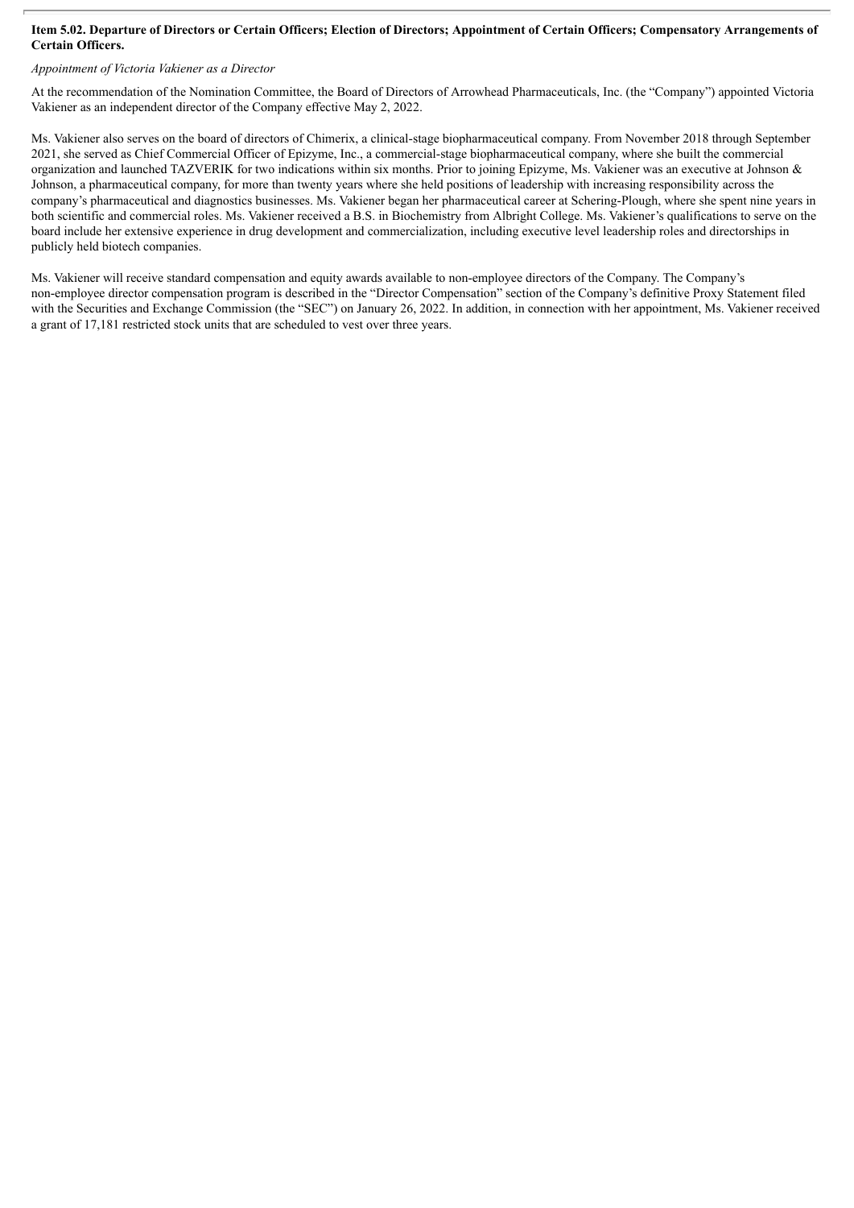**Item 5.02. Departure of Directors or Certain Officers; Election of Directors; Appointment of Certain Officers; Compensatory Arrangements of Certain Officers.**

*Appointment of Victoria Vakiener as a Director*

At the recommendation of the Nomination Committee, the Board of Directors of Arrowhead Pharmaceuticals, Inc. (the "Company") appointed Victoria Vakiener as an independent director of the Company effective May 2, 2022.

Ms. Vakiener also serves on the board of directors of Chimerix, a clinical-stage biopharmaceutical company. From November 2018 through September 2021, she served as Chief Commercial Officer of Epizyme, Inc., a commercial-stage biopharmaceutical company, where she built the commercial organization and launched TAZVERIK for two indications within six months. Prior to joining Epizyme, Ms. Vakiener was an executive at Johnson & Johnson, a pharmaceutical company, for more than twenty years where she held positions of leadership with increasing responsibility across the company's pharmaceutical and diagnostics businesses. Ms. Vakiener began her pharmaceutical career at Schering-Plough, where she spent nine years in both scientific and commercial roles. Ms. Vakiener received a B.S. in Biochemistry from Albright College. Ms. Vakiener's qualifications to serve on the board include her extensive experience in drug development and commercialization, including executive level leadership roles and directorships in publicly held biotech companies.

Ms. Vakiener will receive standard compensation and equity awards available to non-employee directors of the Company. The Company's non-employee director compensation program is described in the "Director Compensation" section of the Company's definitive Proxy Statement filed with the Securities and Exchange Commission (the "SEC") on January 26, 2022. In addition, in connection with her appointment, Ms. Vakiener received a grant of 17,181 restricted stock units that are scheduled to vest over three years.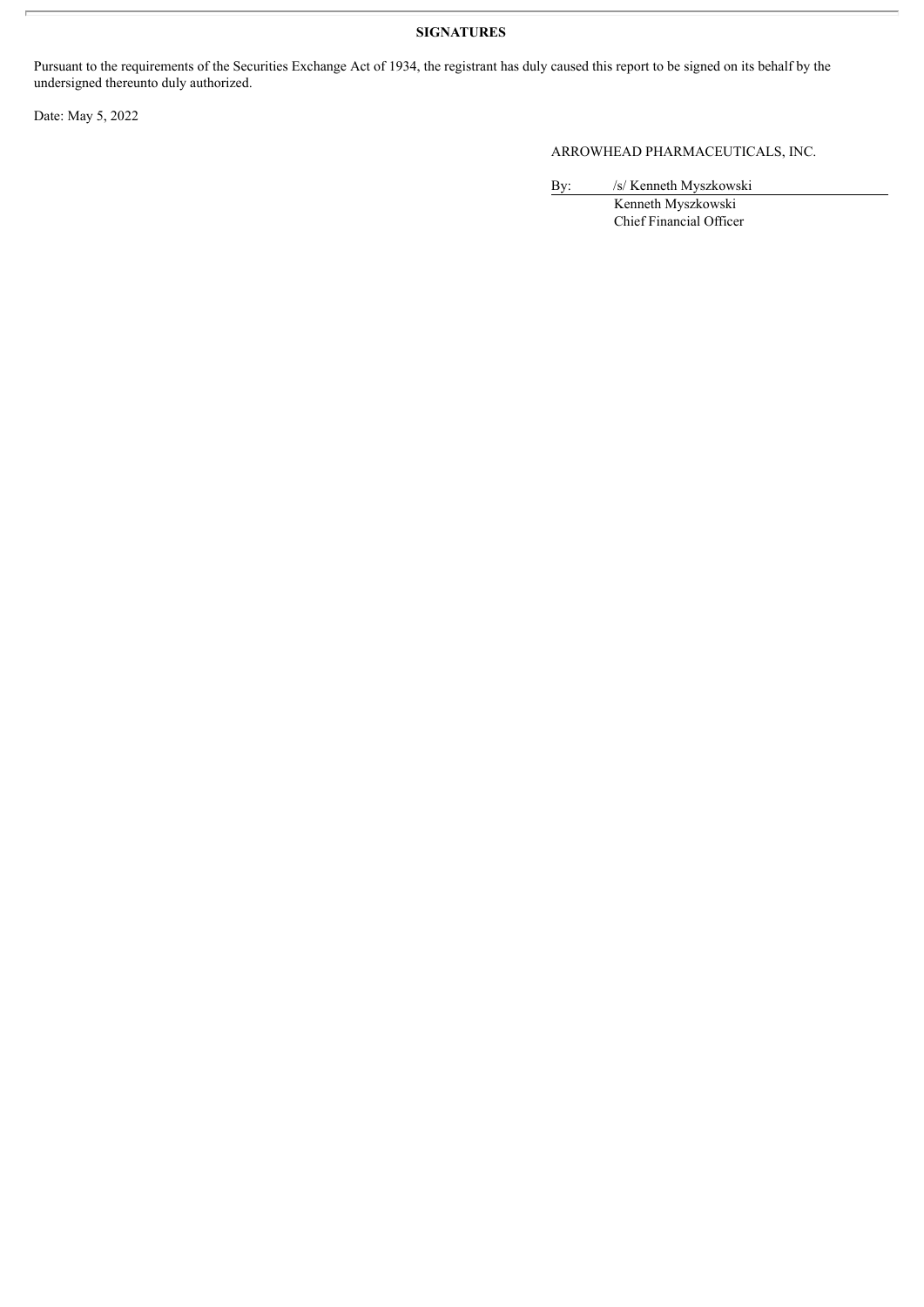**SIGNATURES**

Pursuant to the requirements of the Securities Exchange Act of 1934, the registrant has duly caused this report to be signed on its behalf by the undersigned thereunto duly authorized.

Date: May 5, 2022

ARROWHEAD PHARMACEUTICALS, INC.

By: /s/ Kenneth Myszkowski
Kenneth Myszkowski
Chief Financial Officer